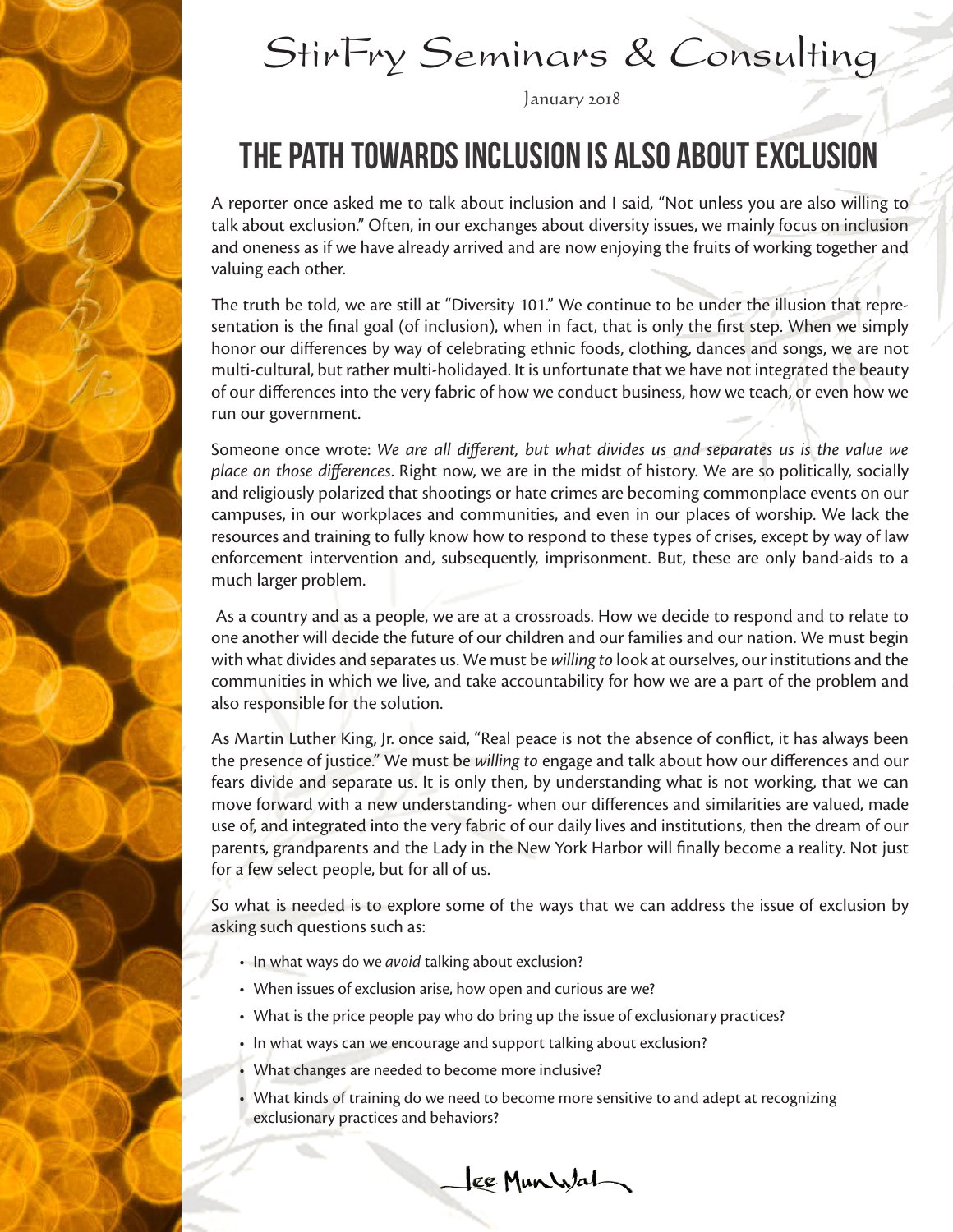# StirFry Seminars & Consulting

January 2018

## THE PATH TOWARDS INCLUSION IS ALSO ABOUT EXCLUSION

A reporter once asked me to talk about inclusion and I said, "Not unless you are also willing to talk about exclusion." Often, in our exchanges about diversity issues, we mainly focus on inclusion and oneness as if we have already arrived and are now enjoying the fruits of working together and valuing each other.

The truth be told, we are still at "Diversity 101." We continue to be under the illusion that representation is the final goal (of inclusion), when in fact, that is only the first step. When we simply honor our differences by way of celebrating ethnic foods, clothing, dances and songs, we are not multi-cultural, but rather multi-holidayed. It is unfortunate that we have not integrated the beauty of our differences into the very fabric of how we conduct business, how we teach, or even how we run our government.

Someone once wrote: *We are all different, but what divides us and separates us is the value we place on those differences*. Right now, we are in the midst of history. We are so politically, socially and religiously polarized that shootings or hate crimes are becoming commonplace events on our campuses, in our workplaces and communities, and even in our places of worship. We lack the resources and training to fully know how to respond to these types of crises, except by way of law enforcement intervention and, subsequently, imprisonment. But, these are only band-aids to a much larger problem.

As a country and as a people, we are at a crossroads. How we decide to respond and to relate to one another will decide the future of our children and our families and our nation. We must begin with what divides and separates us. We must be *willing to* look at ourselves, our institutions and the communities in which we live, and take accountability for how we are a part of the problem and also responsible for the solution.

As Martin Luther King, Jr. once said, "Real peace is not the absence of conflict, it has always been the presence of justice." We must be *willing to* engage and talk about how our differences and our fears divide and separate us. It is only then, by understanding what is not working, that we can move forward with a new understanding- when our differences and similarities are valued, made use of, and integrated into the very fabric of our daily lives and institutions, then the dream of our parents, grandparents and the Lady in the New York Harbor will finally become a reality. Not just for a few select people, but for all of us.

So what is needed is to explore some of the ways that we can address the issue of exclusion by asking such questions such as:

- In what ways do we *avoid* talking about exclusion?
- When issues of exclusion arise, how open and curious are we?
- What is the price people pay who do bring up the issue of exclusionary practices?
- In what ways can we encourage and support talking about exclusion?
- What changes are needed to become more inclusive?
- What kinds of training do we need to become more sensitive to and adept at recognizing exclusionary practices and behaviors?

Lee Mun Wah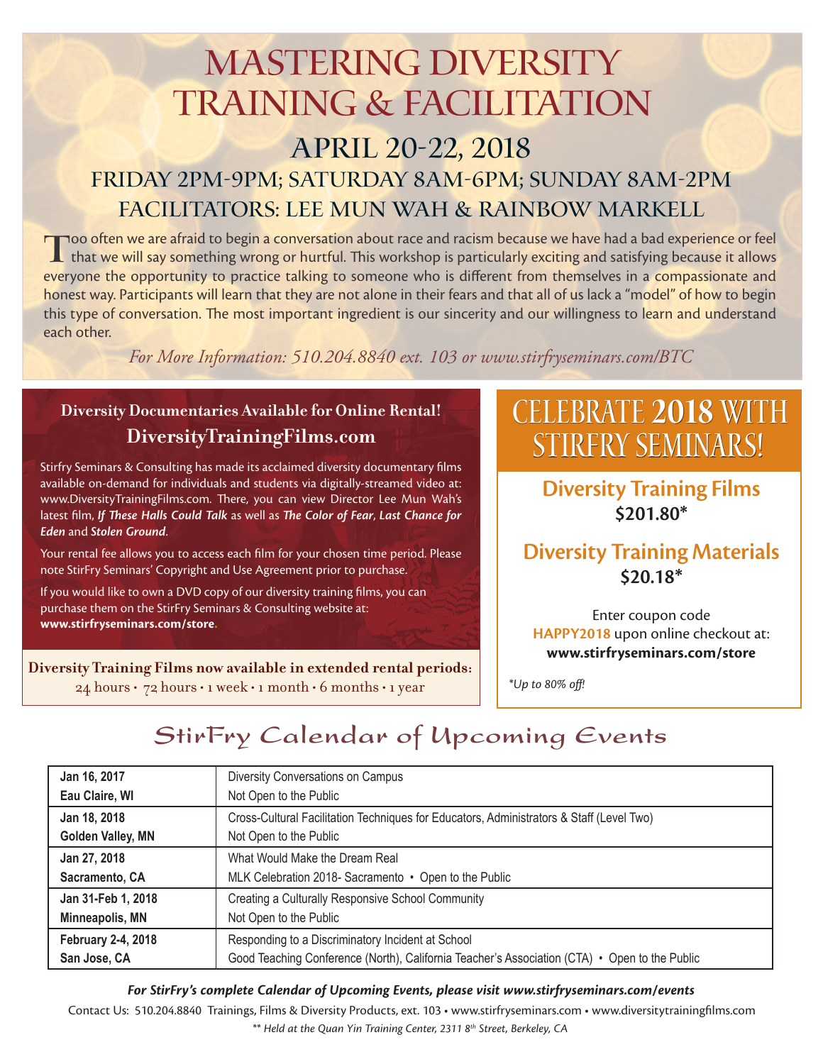# MASTERING DIVERSITY TRAINING & FACILITATION

## APRIL 20-22, 2018

### FRIDAY 2PM-9PM; SATURDAY 8AM-6PM; SUNDAY 8AM-2PM

### FACILITATORS: LEE MUN WAH & RAINBOW MARKELL

Too often we are afraid to begin a conversation about race and racism because we have had a bad experience or feel that we will say something wrong or hurtful. This workshop is particularly exciting and satisfying because it allows everyone the opportunity to practice talking to someone who is different from themselves in a compassionate and honest way. Participants will learn that they are not alone in their fears and that all of us lack a "model" of how to begin this type of conversation. The most important ingredient is our sincerity and our willingness to learn and understand each other.

*For More Information: 510.204.8840 ext. 103 or www.stirfryseminars.com/BTC*

### Diversity Documentaries Available for Online Rental!

### DiversityTrainingFilms.com

Stirfry Seminars & Consulting has made its acclaimed diversity documentary films available on-demand for individuals and students via digitally-streamed video at: www.DiversityTrainingFilms.com. There, you can view Director Lee Mun Wah's latest film, ***If These Halls Could Talk*** as well as ***The Color of Fear***, ***Last Chance for Eden*** and ***Stolen Ground***.

Your rental fee allows you to access each film for your chosen time period. Please note StirFry Seminars' Copyright and Use Agreement prior to purchase.

If you would like to own a DVD copy of our diversity training films, you can purchase them on the StirFry Seminars & Consulting website at: **www.stirfryseminars.com/store**.

**Diversity Training Films now available in extended rental periods:**
24 hours • 72 hours • 1 week • 1 month • 6 months • 1 year

## CELEBRATE 2018 WITH STIRFRY SEMINARS!

### Diversity Training Films
**$201.80***

### Diversity Training Materials
**$20.18***

Enter coupon code **HAPPY2018** upon online checkout at:
**www.stirfryseminars.com/store**

*\*Up to 80% off!*

## StirFry Calendar of Upcoming Events

| | |
|---|---|
| **Jan 16, 2017**<br>**Eau Claire, WI** | Diversity Conversations on Campus<br>Not Open to the Public |
| **Jan 18, 2018**<br>**Golden Valley, MN** | Cross-Cultural Facilitation Techniques for Educators, Administrators & Staff (Level Two)<br>Not Open to the Public |
| **Jan 27, 2018**<br>**Sacramento, CA** | What Would Make the Dream Real<br>MLK Celebration 2018- Sacramento • Open to the Public |
| **Jan 31-Feb 1, 2018**<br>**Minneapolis, MN** | Creating a Culturally Responsive School Community<br>Not Open to the Public |
| **February 2-4, 2018**<br>**San Jose, CA** | Responding to a Discriminatory Incident at School<br>Good Teaching Conference (North), California Teacher's Association (CTA) • Open to the Public |

***For StirFry's complete Calendar of Upcoming Events, please visit www.stirfryseminars.com/events***

Contact Us: 510.204.8840 Trainings, Films & Diversity Products, ext. 103 • www.stirfryseminars.com • www.diversitytrainingfilms.com

*\*\* Held at the Quan Yin Training Center, 2311 8th Street, Berkeley, CA*